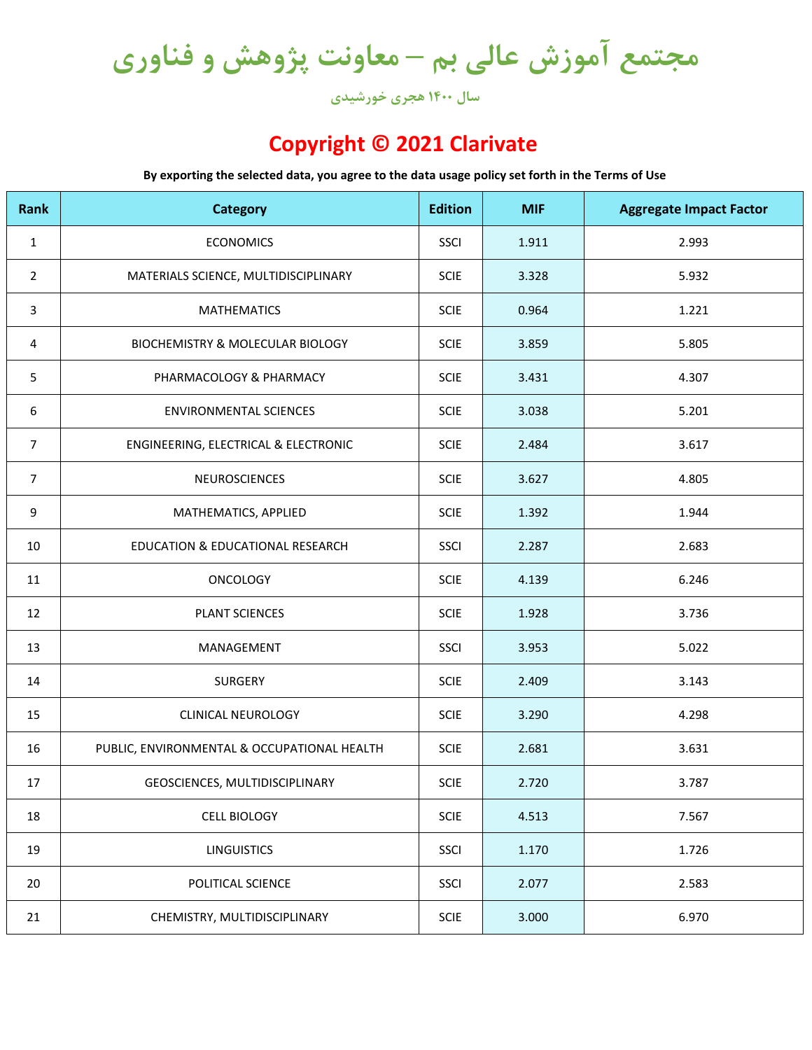# مجتمع آموزش عالی بم – معاونت پژوهش و فناوری

سال ۱۴۰۰ هجری خورشیدی

## Copyright © 2021 Clarivate

**By exporting the selected data, you agree to the data usage policy set forth in the Terms of Use**

| Rank | Category | Edition | MIF | Aggregate Impact Factor |
|---|---|---|---|---|
| 1 | ECONOMICS | SSCI | 1.911 | 2.993 |
| 2 | MATERIALS SCIENCE, MULTIDISCIPLINARY | SCIE | 3.328 | 5.932 |
| 3 | MATHEMATICS | SCIE | 0.964 | 1.221 |
| 4 | BIOCHEMISTRY & MOLECULAR BIOLOGY | SCIE | 3.859 | 5.805 |
| 5 | PHARMACOLOGY & PHARMACY | SCIE | 3.431 | 4.307 |
| 6 | ENVIRONMENTAL SCIENCES | SCIE | 3.038 | 5.201 |
| 7 | ENGINEERING, ELECTRICAL & ELECTRONIC | SCIE | 2.484 | 3.617 |
| 7 | NEUROSCIENCES | SCIE | 3.627 | 4.805 |
| 9 | MATHEMATICS, APPLIED | SCIE | 1.392 | 1.944 |
| 10 | EDUCATION & EDUCATIONAL RESEARCH | SSCI | 2.287 | 2.683 |
| 11 | ONCOLOGY | SCIE | 4.139 | 6.246 |
| 12 | PLANT SCIENCES | SCIE | 1.928 | 3.736 |
| 13 | MANAGEMENT | SSCI | 3.953 | 5.022 |
| 14 | SURGERY | SCIE | 2.409 | 3.143 |
| 15 | CLINICAL NEUROLOGY | SCIE | 3.290 | 4.298 |
| 16 | PUBLIC, ENVIRONMENTAL & OCCUPATIONAL HEALTH | SCIE | 2.681 | 3.631 |
| 17 | GEOSCIENCES, MULTIDISCIPLINARY | SCIE | 2.720 | 3.787 |
| 18 | CELL BIOLOGY | SCIE | 4.513 | 7.567 |
| 19 | LINGUISTICS | SSCI | 1.170 | 1.726 |
| 20 | POLITICAL SCIENCE | SSCI | 2.077 | 2.583 |
| 21 | CHEMISTRY, MULTIDISCIPLINARY | SCIE | 3.000 | 6.970 |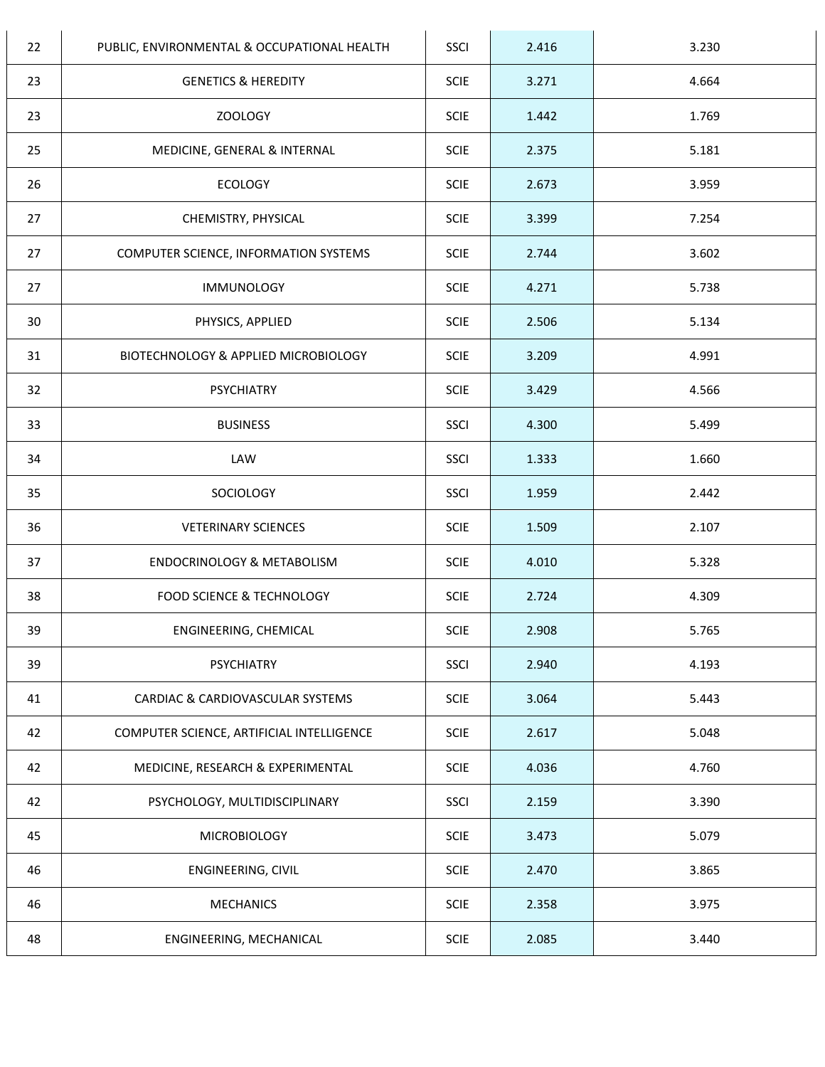| | | | | |
|---|---|---|---|---|
| 22 | PUBLIC, ENVIRONMENTAL & OCCUPATIONAL HEALTH | SSCI | 2.416 | 3.230 |
| 23 | GENETICS & HEREDITY | SCIE | 3.271 | 4.664 |
| 23 | ZOOLOGY | SCIE | 1.442 | 1.769 |
| 25 | MEDICINE, GENERAL & INTERNAL | SCIE | 2.375 | 5.181 |
| 26 | ECOLOGY | SCIE | 2.673 | 3.959 |
| 27 | CHEMISTRY, PHYSICAL | SCIE | 3.399 | 7.254 |
| 27 | COMPUTER SCIENCE, INFORMATION SYSTEMS | SCIE | 2.744 | 3.602 |
| 27 | IMMUNOLOGY | SCIE | 4.271 | 5.738 |
| 30 | PHYSICS, APPLIED | SCIE | 2.506 | 5.134 |
| 31 | BIOTECHNOLOGY & APPLIED MICROBIOLOGY | SCIE | 3.209 | 4.991 |
| 32 | PSYCHIATRY | SCIE | 3.429 | 4.566 |
| 33 | BUSINESS | SSCI | 4.300 | 5.499 |
| 34 | LAW | SSCI | 1.333 | 1.660 |
| 35 | SOCIOLOGY | SSCI | 1.959 | 2.442 |
| 36 | VETERINARY SCIENCES | SCIE | 1.509 | 2.107 |
| 37 | ENDOCRINOLOGY & METABOLISM | SCIE | 4.010 | 5.328 |
| 38 | FOOD SCIENCE & TECHNOLOGY | SCIE | 2.724 | 4.309 |
| 39 | ENGINEERING, CHEMICAL | SCIE | 2.908 | 5.765 |
| 39 | PSYCHIATRY | SSCI | 2.940 | 4.193 |
| 41 | CARDIAC & CARDIOVASCULAR SYSTEMS | SCIE | 3.064 | 5.443 |
| 42 | COMPUTER SCIENCE, ARTIFICIAL INTELLIGENCE | SCIE | 2.617 | 5.048 |
| 42 | MEDICINE, RESEARCH & EXPERIMENTAL | SCIE | 4.036 | 4.760 |
| 42 | PSYCHOLOGY, MULTIDISCIPLINARY | SSCI | 2.159 | 3.390 |
| 45 | MICROBIOLOGY | SCIE | 3.473 | 5.079 |
| 46 | ENGINEERING, CIVIL | SCIE | 2.470 | 3.865 |
| 46 | MECHANICS | SCIE | 2.358 | 3.975 |
| 48 | ENGINEERING, MECHANICAL | SCIE | 2.085 | 3.440 |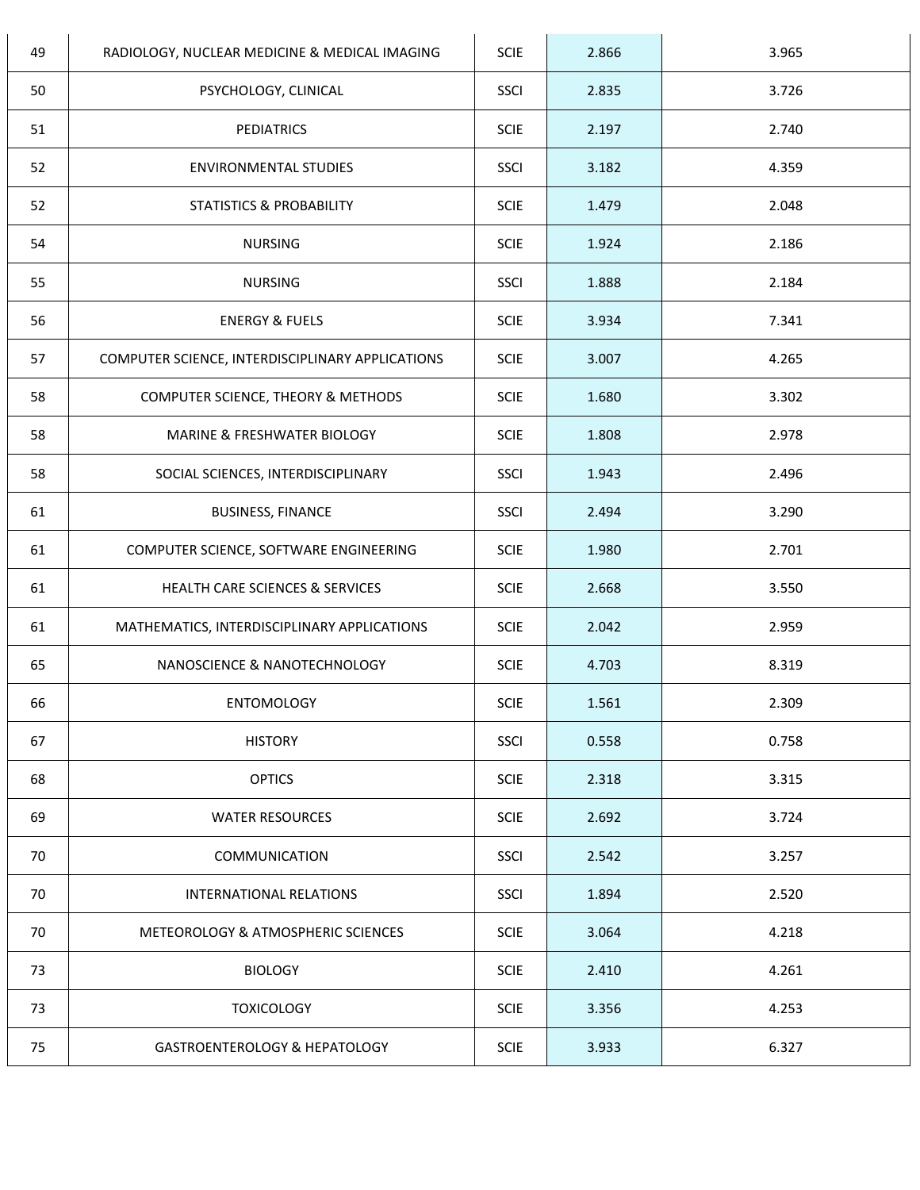| 49 | RADIOLOGY, NUCLEAR MEDICINE & MEDICAL IMAGING | SCIE | 2.866 | 3.965 |
|---|---|---|---|---|
| 50 | PSYCHOLOGY, CLINICAL | SSCI | 2.835 | 3.726 |
| 51 | PEDIATRICS | SCIE | 2.197 | 2.740 |
| 52 | ENVIRONMENTAL STUDIES | SSCI | 3.182 | 4.359 |
| 52 | STATISTICS & PROBABILITY | SCIE | 1.479 | 2.048 |
| 54 | NURSING | SCIE | 1.924 | 2.186 |
| 55 | NURSING | SSCI | 1.888 | 2.184 |
| 56 | ENERGY & FUELS | SCIE | 3.934 | 7.341 |
| 57 | COMPUTER SCIENCE, INTERDISCIPLINARY APPLICATIONS | SCIE | 3.007 | 4.265 |
| 58 | COMPUTER SCIENCE, THEORY & METHODS | SCIE | 1.680 | 3.302 |
| 58 | MARINE & FRESHWATER BIOLOGY | SCIE | 1.808 | 2.978 |
| 58 | SOCIAL SCIENCES, INTERDISCIPLINARY | SSCI | 1.943 | 2.496 |
| 61 | BUSINESS, FINANCE | SSCI | 2.494 | 3.290 |
| 61 | COMPUTER SCIENCE, SOFTWARE ENGINEERING | SCIE | 1.980 | 2.701 |
| 61 | HEALTH CARE SCIENCES & SERVICES | SCIE | 2.668 | 3.550 |
| 61 | MATHEMATICS, INTERDISCIPLINARY APPLICATIONS | SCIE | 2.042 | 2.959 |
| 65 | NANOSCIENCE & NANOTECHNOLOGY | SCIE | 4.703 | 8.319 |
| 66 | ENTOMOLOGY | SCIE | 1.561 | 2.309 |
| 67 | HISTORY | SSCI | 0.558 | 0.758 |
| 68 | OPTICS | SCIE | 2.318 | 3.315 |
| 69 | WATER RESOURCES | SCIE | 2.692 | 3.724 |
| 70 | COMMUNICATION | SSCI | 2.542 | 3.257 |
| 70 | INTERNATIONAL RELATIONS | SSCI | 1.894 | 2.520 |
| 70 | METEOROLOGY & ATMOSPHERIC SCIENCES | SCIE | 3.064 | 4.218 |
| 73 | BIOLOGY | SCIE | 2.410 | 4.261 |
| 73 | TOXICOLOGY | SCIE | 3.356 | 4.253 |
| 75 | GASTROENTEROLOGY & HEPATOLOGY | SCIE | 3.933 | 6.327 |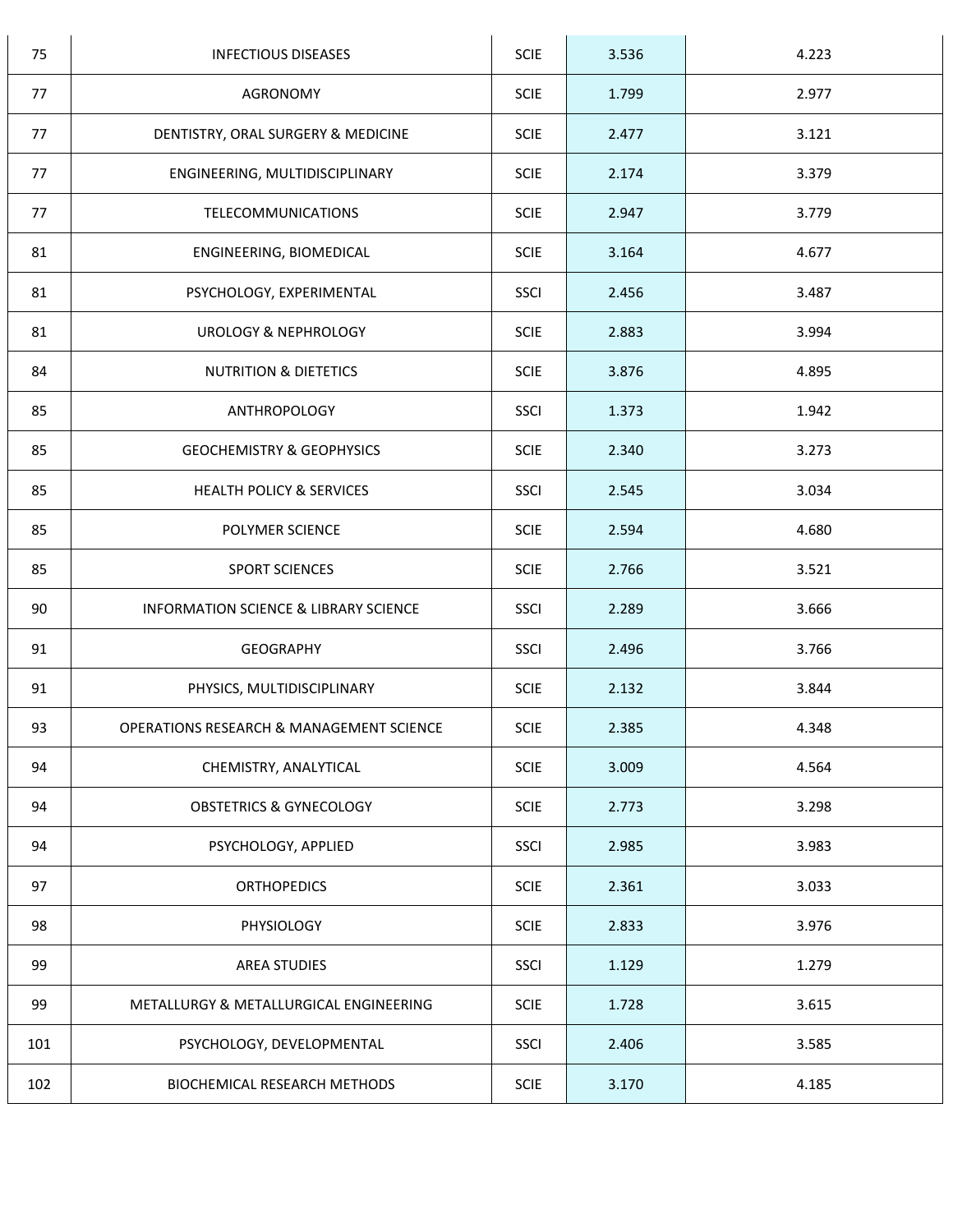| 75 | INFECTIOUS DISEASES | SCIE | 3.536 | 4.223 |
|---|---|---|---|---|
| 77 | AGRONOMY | SCIE | 1.799 | 2.977 |
| 77 | DENTISTRY, ORAL SURGERY & MEDICINE | SCIE | 2.477 | 3.121 |
| 77 | ENGINEERING, MULTIDISCIPLINARY | SCIE | 2.174 | 3.379 |
| 77 | TELECOMMUNICATIONS | SCIE | 2.947 | 3.779 |
| 81 | ENGINEERING, BIOMEDICAL | SCIE | 3.164 | 4.677 |
| 81 | PSYCHOLOGY, EXPERIMENTAL | SSCI | 2.456 | 3.487 |
| 81 | UROLOGY & NEPHROLOGY | SCIE | 2.883 | 3.994 |
| 84 | NUTRITION & DIETETICS | SCIE | 3.876 | 4.895 |
| 85 | ANTHROPOLOGY | SSCI | 1.373 | 1.942 |
| 85 | GEOCHEMISTRY & GEOPHYSICS | SCIE | 2.340 | 3.273 |
| 85 | HEALTH POLICY & SERVICES | SSCI | 2.545 | 3.034 |
| 85 | POLYMER SCIENCE | SCIE | 2.594 | 4.680 |
| 85 | SPORT SCIENCES | SCIE | 2.766 | 3.521 |
| 90 | INFORMATION SCIENCE & LIBRARY SCIENCE | SSCI | 2.289 | 3.666 |
| 91 | GEOGRAPHY | SSCI | 2.496 | 3.766 |
| 91 | PHYSICS, MULTIDISCIPLINARY | SCIE | 2.132 | 3.844 |
| 93 | OPERATIONS RESEARCH & MANAGEMENT SCIENCE | SCIE | 2.385 | 4.348 |
| 94 | CHEMISTRY, ANALYTICAL | SCIE | 3.009 | 4.564 |
| 94 | OBSTETRICS & GYNECOLOGY | SCIE | 2.773 | 3.298 |
| 94 | PSYCHOLOGY, APPLIED | SSCI | 2.985 | 3.983 |
| 97 | ORTHOPEDICS | SCIE | 2.361 | 3.033 |
| 98 | PHYSIOLOGY | SCIE | 2.833 | 3.976 |
| 99 | AREA STUDIES | SSCI | 1.129 | 1.279 |
| 99 | METALLURGY & METALLURGICAL ENGINEERING | SCIE | 1.728 | 3.615 |
| 101 | PSYCHOLOGY, DEVELOPMENTAL | SSCI | 2.406 | 3.585 |
| 102 | BIOCHEMICAL RESEARCH METHODS | SCIE | 3.170 | 4.185 |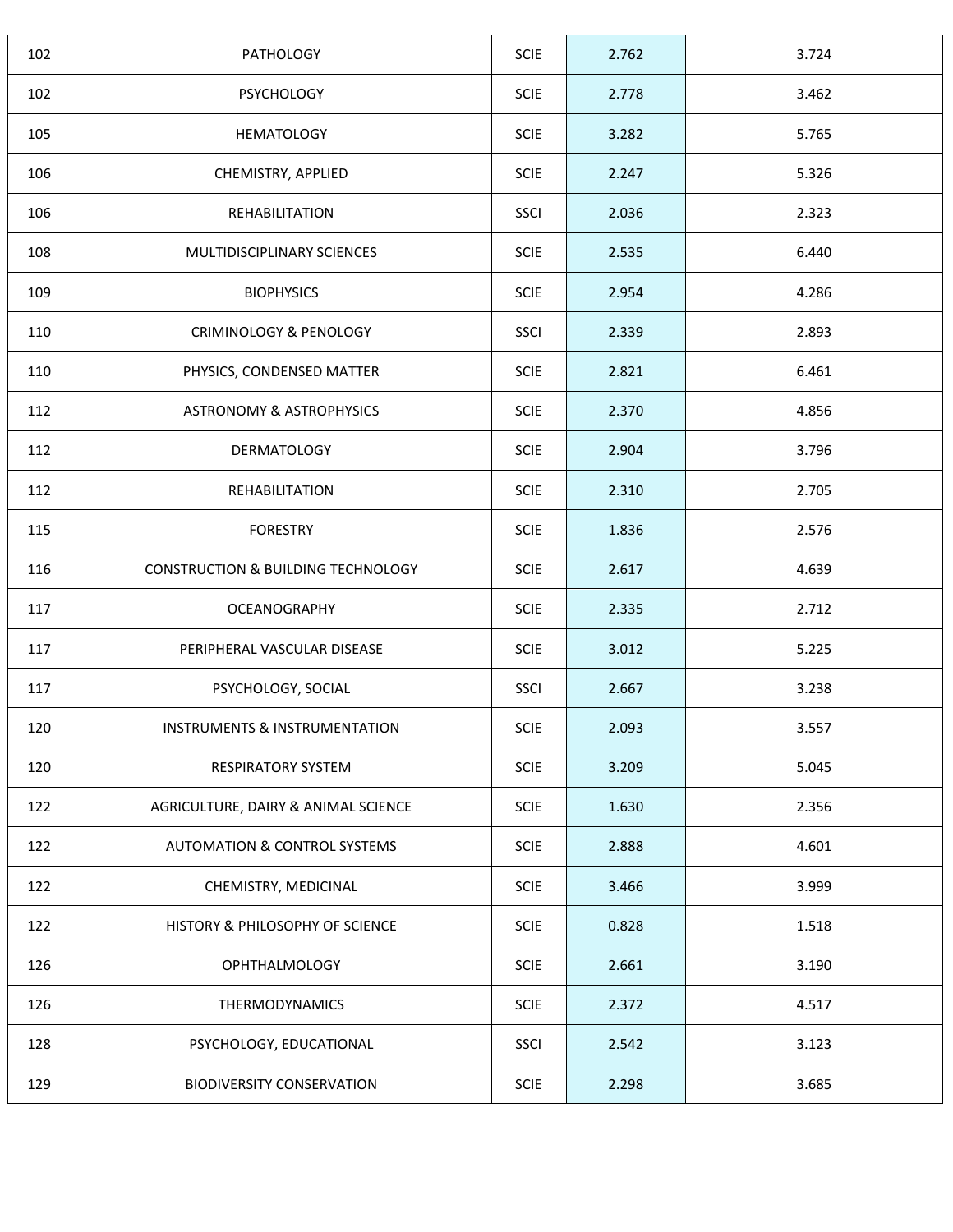| 102 | PATHOLOGY | SCIE | 2.762 | 3.724 |
|---|---|---|---|---|
| 102 | PSYCHOLOGY | SCIE | 2.778 | 3.462 |
| 105 | HEMATOLOGY | SCIE | 3.282 | 5.765 |
| 106 | CHEMISTRY, APPLIED | SCIE | 2.247 | 5.326 |
| 106 | REHABILITATION | SSCI | 2.036 | 2.323 |
| 108 | MULTIDISCIPLINARY SCIENCES | SCIE | 2.535 | 6.440 |
| 109 | BIOPHYSICS | SCIE | 2.954 | 4.286 |
| 110 | CRIMINOLOGY & PENOLOGY | SSCI | 2.339 | 2.893 |
| 110 | PHYSICS, CONDENSED MATTER | SCIE | 2.821 | 6.461 |
| 112 | ASTRONOMY & ASTROPHYSICS | SCIE | 2.370 | 4.856 |
| 112 | DERMATOLOGY | SCIE | 2.904 | 3.796 |
| 112 | REHABILITATION | SCIE | 2.310 | 2.705 |
| 115 | FORESTRY | SCIE | 1.836 | 2.576 |
| 116 | CONSTRUCTION & BUILDING TECHNOLOGY | SCIE | 2.617 | 4.639 |
| 117 | OCEANOGRAPHY | SCIE | 2.335 | 2.712 |
| 117 | PERIPHERAL VASCULAR DISEASE | SCIE | 3.012 | 5.225 |
| 117 | PSYCHOLOGY, SOCIAL | SSCI | 2.667 | 3.238 |
| 120 | INSTRUMENTS & INSTRUMENTATION | SCIE | 2.093 | 3.557 |
| 120 | RESPIRATORY SYSTEM | SCIE | 3.209 | 5.045 |
| 122 | AGRICULTURE, DAIRY & ANIMAL SCIENCE | SCIE | 1.630 | 2.356 |
| 122 | AUTOMATION & CONTROL SYSTEMS | SCIE | 2.888 | 4.601 |
| 122 | CHEMISTRY, MEDICINAL | SCIE | 3.466 | 3.999 |
| 122 | HISTORY & PHILOSOPHY OF SCIENCE | SCIE | 0.828 | 1.518 |
| 126 | OPHTHALMOLOGY | SCIE | 2.661 | 3.190 |
| 126 | THERMODYNAMICS | SCIE | 2.372 | 4.517 |
| 128 | PSYCHOLOGY, EDUCATIONAL | SSCI | 2.542 | 3.123 |
| 129 | BIODIVERSITY CONSERVATION | SCIE | 2.298 | 3.685 |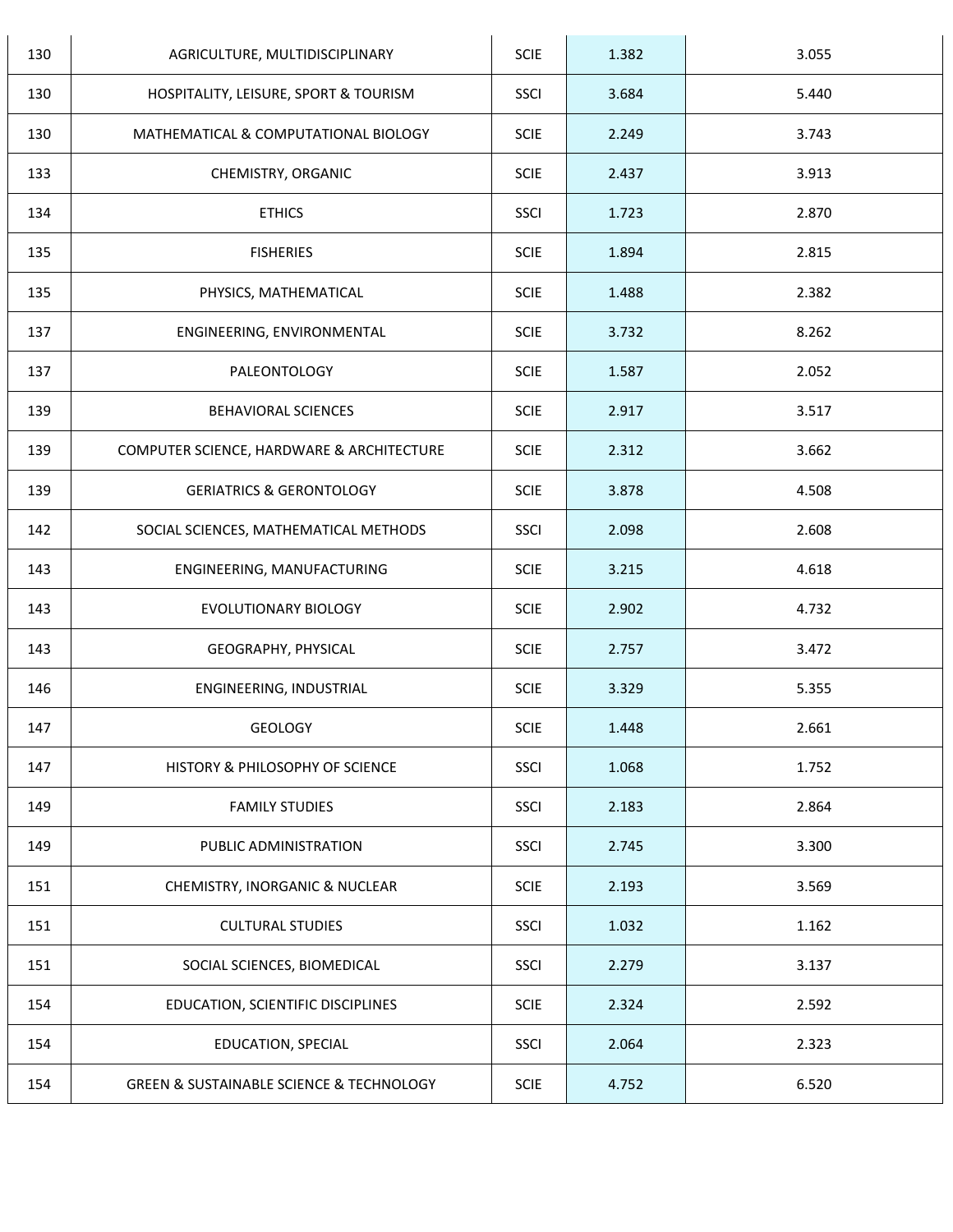| | | | | |
|---|---|---|---|---|
| 130 | AGRICULTURE, MULTIDISCIPLINARY | SCIE | 1.382 | 3.055 |
| 130 | HOSPITALITY, LEISURE, SPORT & TOURISM | SSCI | 3.684 | 5.440 |
| 130 | MATHEMATICAL & COMPUTATIONAL BIOLOGY | SCIE | 2.249 | 3.743 |
| 133 | CHEMISTRY, ORGANIC | SCIE | 2.437 | 3.913 |
| 134 | ETHICS | SSCI | 1.723 | 2.870 |
| 135 | FISHERIES | SCIE | 1.894 | 2.815 |
| 135 | PHYSICS, MATHEMATICAL | SCIE | 1.488 | 2.382 |
| 137 | ENGINEERING, ENVIRONMENTAL | SCIE | 3.732 | 8.262 |
| 137 | PALEONTOLOGY | SCIE | 1.587 | 2.052 |
| 139 | BEHAVIORAL SCIENCES | SCIE | 2.917 | 3.517 |
| 139 | COMPUTER SCIENCE, HARDWARE & ARCHITECTURE | SCIE | 2.312 | 3.662 |
| 139 | GERIATRICS & GERONTOLOGY | SCIE | 3.878 | 4.508 |
| 142 | SOCIAL SCIENCES, MATHEMATICAL METHODS | SSCI | 2.098 | 2.608 |
| 143 | ENGINEERING, MANUFACTURING | SCIE | 3.215 | 4.618 |
| 143 | EVOLUTIONARY BIOLOGY | SCIE | 2.902 | 4.732 |
| 143 | GEOGRAPHY, PHYSICAL | SCIE | 2.757 | 3.472 |
| 146 | ENGINEERING, INDUSTRIAL | SCIE | 3.329 | 5.355 |
| 147 | GEOLOGY | SCIE | 1.448 | 2.661 |
| 147 | HISTORY & PHILOSOPHY OF SCIENCE | SSCI | 1.068 | 1.752 |
| 149 | FAMILY STUDIES | SSCI | 2.183 | 2.864 |
| 149 | PUBLIC ADMINISTRATION | SSCI | 2.745 | 3.300 |
| 151 | CHEMISTRY, INORGANIC & NUCLEAR | SCIE | 2.193 | 3.569 |
| 151 | CULTURAL STUDIES | SSCI | 1.032 | 1.162 |
| 151 | SOCIAL SCIENCES, BIOMEDICAL | SSCI | 2.279 | 3.137 |
| 154 | EDUCATION, SCIENTIFIC DISCIPLINES | SCIE | 2.324 | 2.592 |
| 154 | EDUCATION, SPECIAL | SSCI | 2.064 | 2.323 |
| 154 | GREEN & SUSTAINABLE SCIENCE & TECHNOLOGY | SCIE | 4.752 | 6.520 |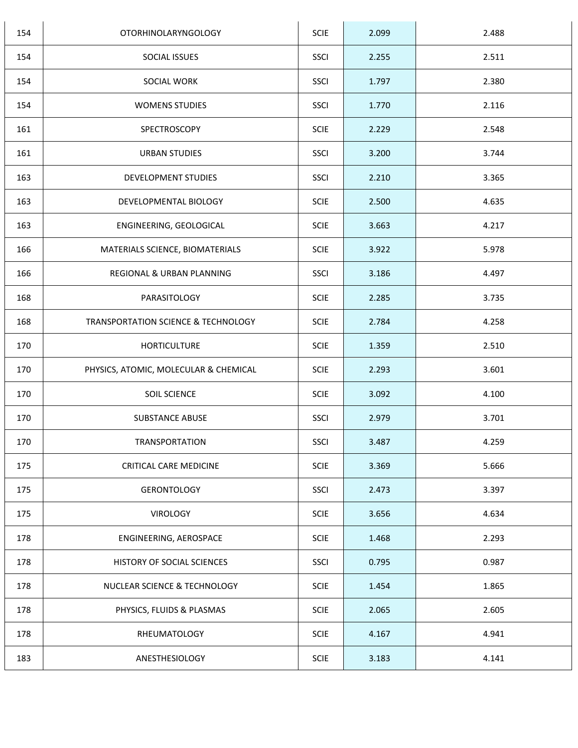| | | | | |
|---|---|---|---|---|
| 154 | OTORHINOLARYNGOLOGY | SCIE | 2.099 | 2.488 |
| 154 | SOCIAL ISSUES | SSCI | 2.255 | 2.511 |
| 154 | SOCIAL WORK | SSCI | 1.797 | 2.380 |
| 154 | WOMENS STUDIES | SSCI | 1.770 | 2.116 |
| 161 | SPECTROSCOPY | SCIE | 2.229 | 2.548 |
| 161 | URBAN STUDIES | SSCI | 3.200 | 3.744 |
| 163 | DEVELOPMENT STUDIES | SSCI | 2.210 | 3.365 |
| 163 | DEVELOPMENTAL BIOLOGY | SCIE | 2.500 | 4.635 |
| 163 | ENGINEERING, GEOLOGICAL | SCIE | 3.663 | 4.217 |
| 166 | MATERIALS SCIENCE, BIOMATERIALS | SCIE | 3.922 | 5.978 |
| 166 | REGIONAL & URBAN PLANNING | SSCI | 3.186 | 4.497 |
| 168 | PARASITOLOGY | SCIE | 2.285 | 3.735 |
| 168 | TRANSPORTATION SCIENCE & TECHNOLOGY | SCIE | 2.784 | 4.258 |
| 170 | HORTICULTURE | SCIE | 1.359 | 2.510 |
| 170 | PHYSICS, ATOMIC, MOLECULAR & CHEMICAL | SCIE | 2.293 | 3.601 |
| 170 | SOIL SCIENCE | SCIE | 3.092 | 4.100 |
| 170 | SUBSTANCE ABUSE | SSCI | 2.979 | 3.701 |
| 170 | TRANSPORTATION | SSCI | 3.487 | 4.259 |
| 175 | CRITICAL CARE MEDICINE | SCIE | 3.369 | 5.666 |
| 175 | GERONTOLOGY | SSCI | 2.473 | 3.397 |
| 175 | VIROLOGY | SCIE | 3.656 | 4.634 |
| 178 | ENGINEERING, AEROSPACE | SCIE | 1.468 | 2.293 |
| 178 | HISTORY OF SOCIAL SCIENCES | SSCI | 0.795 | 0.987 |
| 178 | NUCLEAR SCIENCE & TECHNOLOGY | SCIE | 1.454 | 1.865 |
| 178 | PHYSICS, FLUIDS & PLASMAS | SCIE | 2.065 | 2.605 |
| 178 | RHEUMATOLOGY | SCIE | 4.167 | 4.941 |
| 183 | ANESTHESIOLOGY | SCIE | 3.183 | 4.141 |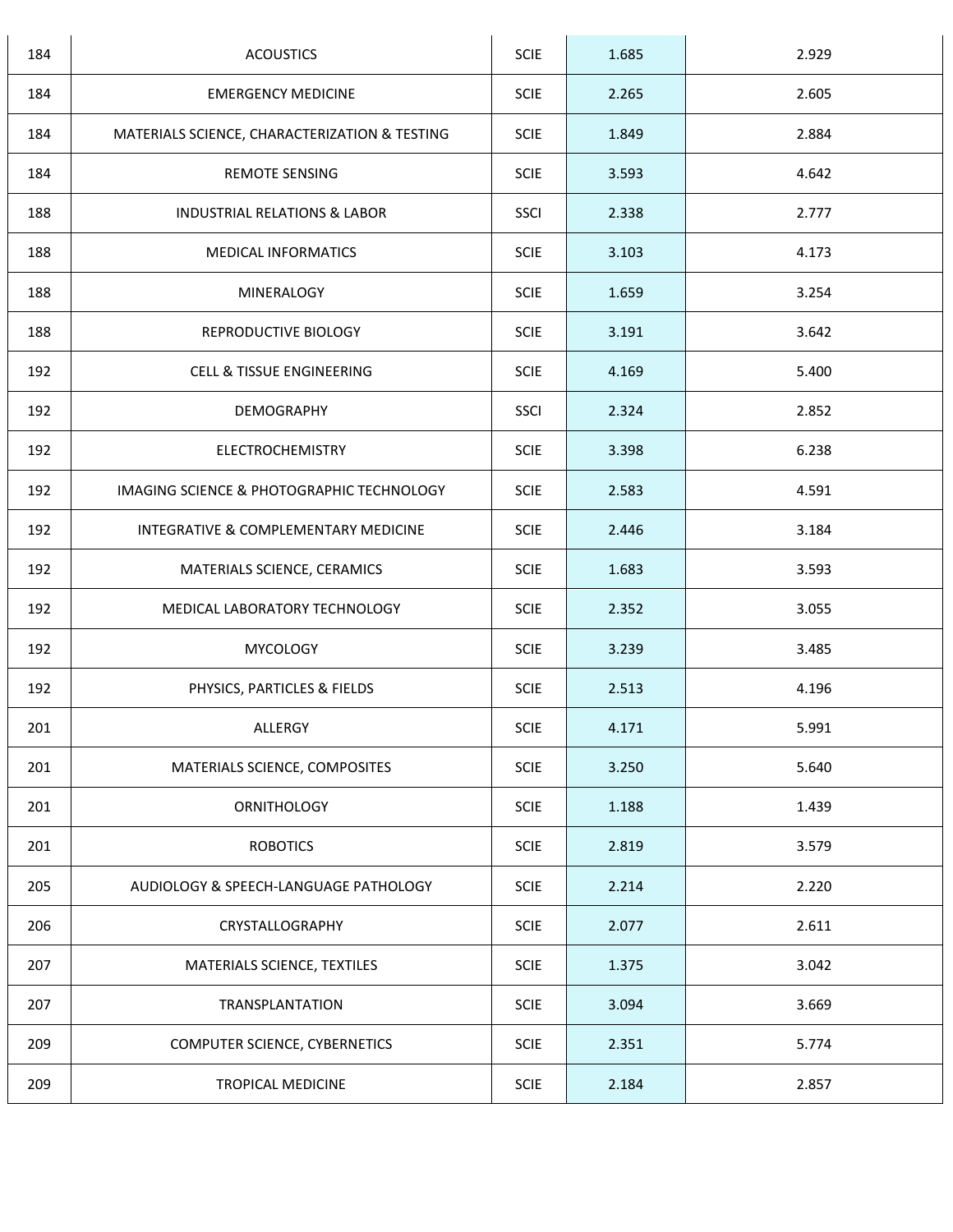| | | | | |
|---|---|---|---|---|
| 184 | ACOUSTICS | SCIE | 1.685 | 2.929 |
| 184 | EMERGENCY MEDICINE | SCIE | 2.265 | 2.605 |
| 184 | MATERIALS SCIENCE, CHARACTERIZATION & TESTING | SCIE | 1.849 | 2.884 |
| 184 | REMOTE SENSING | SCIE | 3.593 | 4.642 |
| 188 | INDUSTRIAL RELATIONS & LABOR | SSCI | 2.338 | 2.777 |
| 188 | MEDICAL INFORMATICS | SCIE | 3.103 | 4.173 |
| 188 | MINERALOGY | SCIE | 1.659 | 3.254 |
| 188 | REPRODUCTIVE BIOLOGY | SCIE | 3.191 | 3.642 |
| 192 | CELL & TISSUE ENGINEERING | SCIE | 4.169 | 5.400 |
| 192 | DEMOGRAPHY | SSCI | 2.324 | 2.852 |
| 192 | ELECTROCHEMISTRY | SCIE | 3.398 | 6.238 |
| 192 | IMAGING SCIENCE & PHOTOGRAPHIC TECHNOLOGY | SCIE | 2.583 | 4.591 |
| 192 | INTEGRATIVE & COMPLEMENTARY MEDICINE | SCIE | 2.446 | 3.184 |
| 192 | MATERIALS SCIENCE, CERAMICS | SCIE | 1.683 | 3.593 |
| 192 | MEDICAL LABORATORY TECHNOLOGY | SCIE | 2.352 | 3.055 |
| 192 | MYCOLOGY | SCIE | 3.239 | 3.485 |
| 192 | PHYSICS, PARTICLES & FIELDS | SCIE | 2.513 | 4.196 |
| 201 | ALLERGY | SCIE | 4.171 | 5.991 |
| 201 | MATERIALS SCIENCE, COMPOSITES | SCIE | 3.250 | 5.640 |
| 201 | ORNITHOLOGY | SCIE | 1.188 | 1.439 |
| 201 | ROBOTICS | SCIE | 2.819 | 3.579 |
| 205 | AUDIOLOGY & SPEECH-LANGUAGE PATHOLOGY | SCIE | 2.214 | 2.220 |
| 206 | CRYSTALLOGRAPHY | SCIE | 2.077 | 2.611 |
| 207 | MATERIALS SCIENCE, TEXTILES | SCIE | 1.375 | 3.042 |
| 207 | TRANSPLANTATION | SCIE | 3.094 | 3.669 |
| 209 | COMPUTER SCIENCE, CYBERNETICS | SCIE | 2.351 | 5.774 |
| 209 | TROPICAL MEDICINE | SCIE | 2.184 | 2.857 |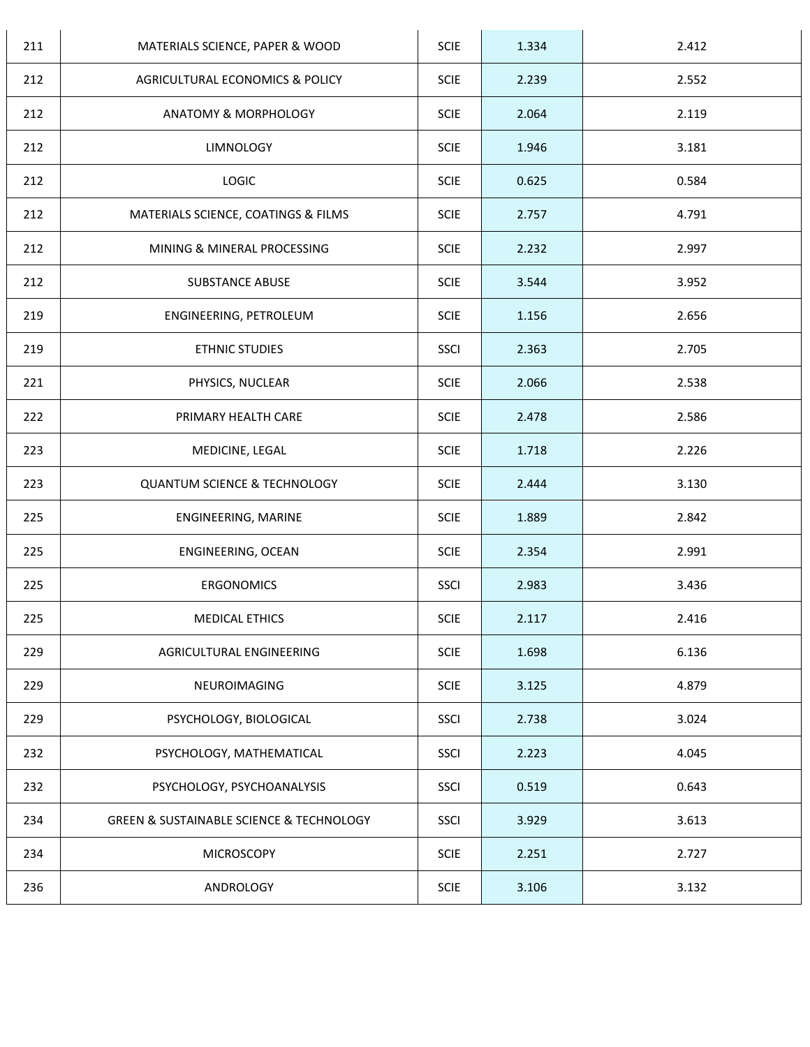| | | | | |
|---|---|---|---|---|
| 211 | MATERIALS SCIENCE, PAPER & WOOD | SCIE | 1.334 | 2.412 |
| 212 | AGRICULTURAL ECONOMICS & POLICY | SCIE | 2.239 | 2.552 |
| 212 | ANATOMY & MORPHOLOGY | SCIE | 2.064 | 2.119 |
| 212 | LIMNOLOGY | SCIE | 1.946 | 3.181 |
| 212 | LOGIC | SCIE | 0.625 | 0.584 |
| 212 | MATERIALS SCIENCE, COATINGS & FILMS | SCIE | 2.757 | 4.791 |
| 212 | MINING & MINERAL PROCESSING | SCIE | 2.232 | 2.997 |
| 212 | SUBSTANCE ABUSE | SCIE | 3.544 | 3.952 |
| 219 | ENGINEERING, PETROLEUM | SCIE | 1.156 | 2.656 |
| 219 | ETHNIC STUDIES | SSCI | 2.363 | 2.705 |
| 221 | PHYSICS, NUCLEAR | SCIE | 2.066 | 2.538 |
| 222 | PRIMARY HEALTH CARE | SCIE | 2.478 | 2.586 |
| 223 | MEDICINE, LEGAL | SCIE | 1.718 | 2.226 |
| 223 | QUANTUM SCIENCE & TECHNOLOGY | SCIE | 2.444 | 3.130 |
| 225 | ENGINEERING, MARINE | SCIE | 1.889 | 2.842 |
| 225 | ENGINEERING, OCEAN | SCIE | 2.354 | 2.991 |
| 225 | ERGONOMICS | SSCI | 2.983 | 3.436 |
| 225 | MEDICAL ETHICS | SCIE | 2.117 | 2.416 |
| 229 | AGRICULTURAL ENGINEERING | SCIE | 1.698 | 6.136 |
| 229 | NEUROIMAGING | SCIE | 3.125 | 4.879 |
| 229 | PSYCHOLOGY, BIOLOGICAL | SSCI | 2.738 | 3.024 |
| 232 | PSYCHOLOGY, MATHEMATICAL | SSCI | 2.223 | 4.045 |
| 232 | PSYCHOLOGY, PSYCHOANALYSIS | SSCI | 0.519 | 0.643 |
| 234 | GREEN & SUSTAINABLE SCIENCE & TECHNOLOGY | SSCI | 3.929 | 3.613 |
| 234 | MICROSCOPY | SCIE | 2.251 | 2.727 |
| 236 | ANDROLOGY | SCIE | 3.106 | 3.132 |